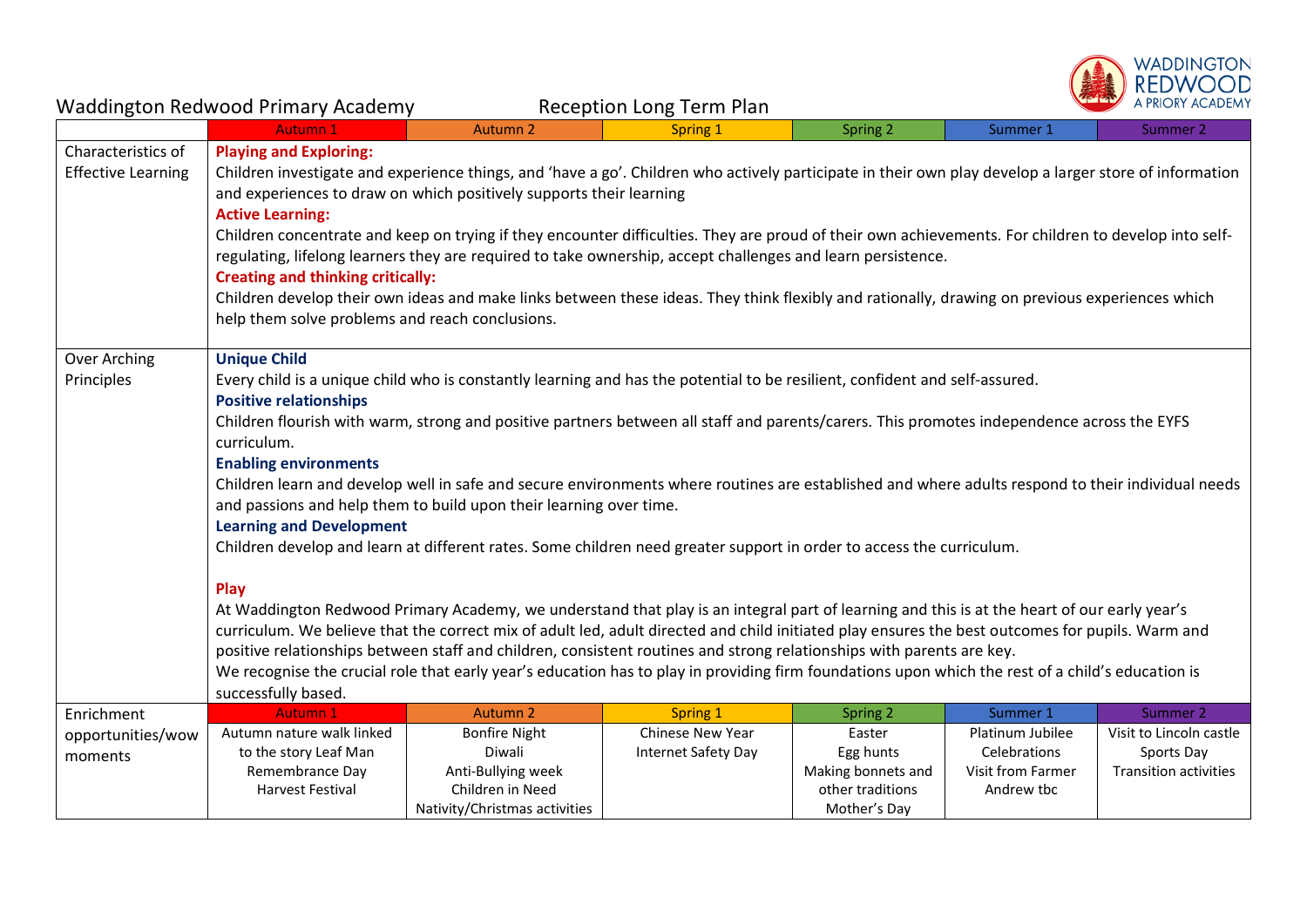# Waddington Redwood Primary Academy — Reception Long Term Plan

| | Autumn 1 | Autumn 2 | Spring 1 | Spring 2 | Summer 1 | Summer 2 |
|---|---|---|---|---|---|---|
| Characteristics of Effective Learning | **Playing and Exploring:** Children investigate and experience things, and 'have a go'. Children who actively participate in their own play develop a larger store of information and experiences to draw on which positively supports their learning<br>**Active Learning:** Children concentrate and keep on trying if they encounter difficulties. They are proud of their own achievements. For children to develop into self-regulating, lifelong learners they are required to take ownership, accept challenges and learn persistence.<br>**Creating and thinking critically:** Children develop their own ideas and make links between these ideas. They think flexibly and rationally, drawing on previous experiences which help them solve problems and reach conclusions. | | | | | |
| Over Arching Principles | **Unique Child** Every child is a unique child who is constantly learning and has the potential to be resilient, confident and self-assured.<br>**Positive relationships** Children flourish with warm, strong and positive partners between all staff and parents/carers. This promotes independence across the EYFS curriculum.<br>**Enabling environments** Children learn and develop well in safe and secure environments where routines are established and where adults respond to their individual needs and passions and help them to build upon their learning over time.<br>**Learning and Development** Children develop and learn at different rates. Some children need greater support in order to access the curriculum.<br>**Play** At Waddington Redwood Primary Academy, we understand that play is an integral part of learning and this is at the heart of our early year's curriculum. We believe that the correct mix of adult led, adult directed and child initiated play ensures the best outcomes for pupils. Warm and positive relationships between staff and children, consistent routines and strong relationships with parents are key.<br>We recognise the crucial role that early year's education has to play in providing firm foundations upon which the rest of a child's education is successfully based. | | | | | |
| | **Autumn 1** | **Autumn 2** | **Spring 1** | **Spring 2** | **Summer 1** | **Summer 2** |
| Enrichment opportunities/wow moments | Autumn nature walk linked to the story Leaf Man<br>Remembrance Day<br>Harvest Festival | Bonfire Night<br>Diwali<br>Anti-Bullying week<br>Children in Need<br>Nativity/Christmas activities | Chinese New Year<br>Internet Safety Day | Easter<br>Egg hunts<br>Making bonnets and other traditions<br>Mother's Day | Platinum Jubilee Celebrations<br>Visit from Farmer Andrew tbc | Visit to Lincoln castle<br>Sports Day<br>Transition activities |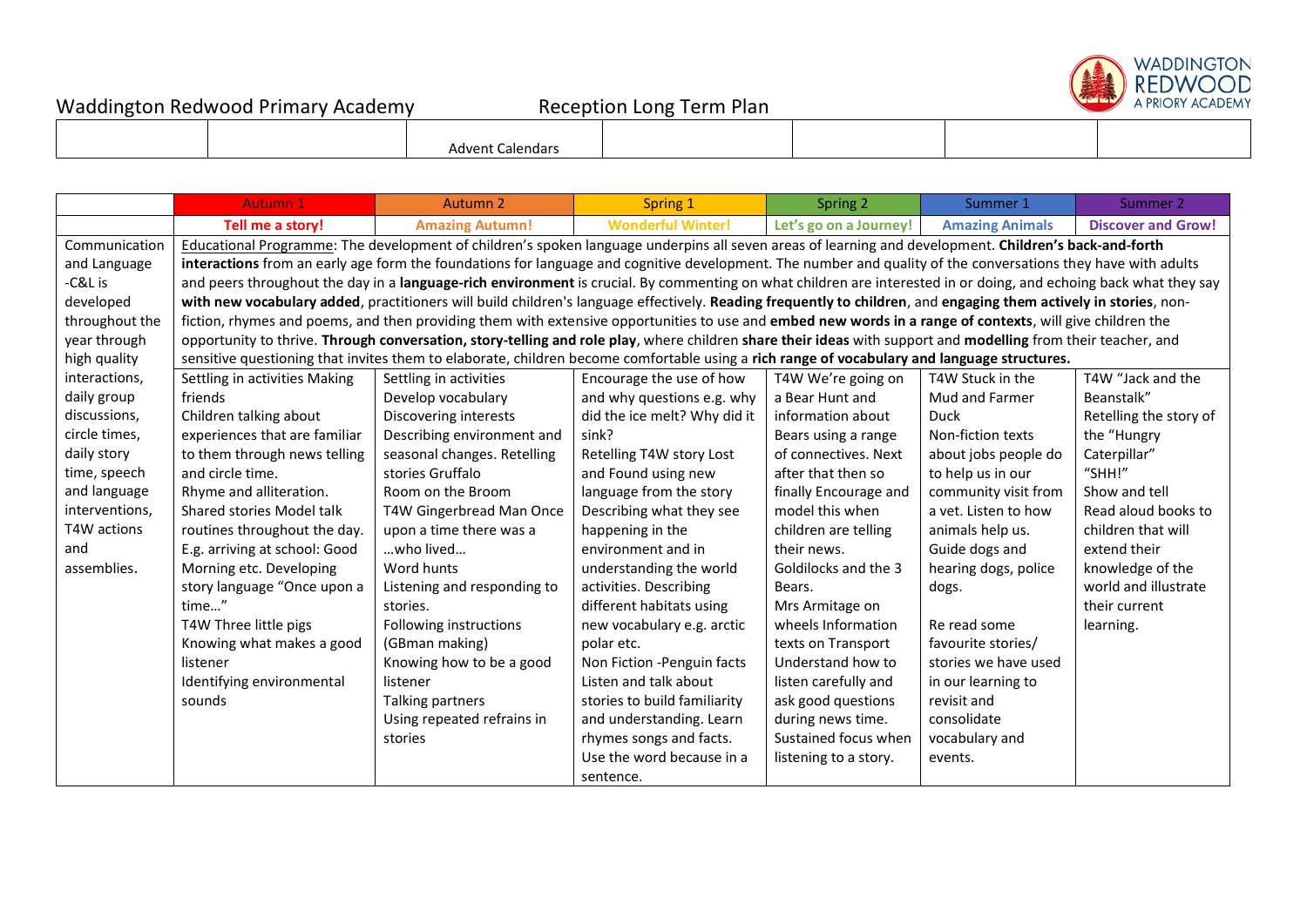Waddington Redwood Primary Academy Reception Long Term Plan

| | | Advent Calendars | | | | |
|---|---|---|---|---|---|---|

| | Autumn 1 | Autumn 2 | Spring 1 | Spring 2 | Summer 1 | Summer 2 |
|---|---|---|---|---|---|---|
| | **Tell me a story!** | **Amazing Autumn!** | **Wonderful Winter!** | **Let's go on a Journey!** | **Amazing Animals** | **Discover and Grow!** |
| Communication and Language -C&L is developed throughout the year through high quality interactions, daily group discussions, circle times, daily story time, speech and language interventions, T4W actions and assemblies. | Educational Programme: The development of children's spoken language underpins all seven areas of learning and development. **Children's back-and-forth interactions** from an early age form the foundations for language and cognitive development. The number and quality of the conversations they have with adults and peers throughout the day in a **language-rich environment** is crucial. By commenting on what children are interested in or doing, and echoing back what they say **with new vocabulary added**, practitioners will build children's language effectively. **Reading frequently to children**, and **engaging them actively in stories**, non-fiction, rhymes and poems, and then providing them with extensive opportunities to use and **embed new words in a range of contexts**, will give children the opportunity to thrive. **Through conversation, story-telling and role play**, where children **share their ideas** with support and **modelling** from their teacher, and sensitive questioning that invites them to elaborate, children become comfortable using a **rich range of vocabulary and language structures.** | | | | | |
| | Settling in activities Making friends<br>Children talking about experiences that are familiar to them through news telling and circle time.<br>Rhyme and alliteration.<br>Shared stories Model talk routines throughout the day. E.g. arriving at school: Good Morning etc. Developing story language "Once upon a time…"<br>T4W Three little pigs<br>Knowing what makes a good listener<br>Identifying environmental sounds | Settling in activities<br>Develop vocabulary<br>Discovering interests<br>Describing environment and seasonal changes. Retelling stories Gruffalo<br>Room on the Broom<br>T4W Gingerbread Man Once upon a time there was a …who lived…<br>Word hunts<br>Listening and responding to stories.<br>Following instructions (GBman making)<br>Knowing how to be a good listener<br>Talking partners<br>Using repeated refrains in stories | Encourage the use of how and why questions e.g. why did the ice melt? Why did it sink?<br>Retelling T4W story Lost and Found using new language from the story<br>Describing what they see happening in the environment and in understanding the world activities. Describing different habitats using new vocabulary e.g. arctic polar etc.<br>Non Fiction -Penguin facts<br>Listen and talk about stories to build familiarity and understanding. Learn rhymes songs and facts.<br>Use the word because in a sentence. | T4W We're going on a Bear Hunt and information about Bears using a range of connectives. Next after that then so finally Encourage and model this when children are telling their news.<br>Goldilocks and the 3 Bears.<br>Mrs Armitage on wheels Information texts on Transport<br>Understand how to listen carefully and ask good questions during news time.<br>Sustained focus when listening to a story. | T4W Stuck in the Mud and Farmer Duck<br>Non-fiction texts about jobs people do to help us in our community visit from a vet. Listen to how animals help us. Guide dogs and hearing dogs, police dogs.<br><br>Re read some favourite stories/ stories we have used in our learning to revisit and consolidate vocabulary and events. | T4W "Jack and the Beanstalk"<br>Retelling the story of the "Hungry Caterpillar"<br>"SHH!"<br>Show and tell<br>Read aloud books to children that will extend their knowledge of the world and illustrate their current learning. |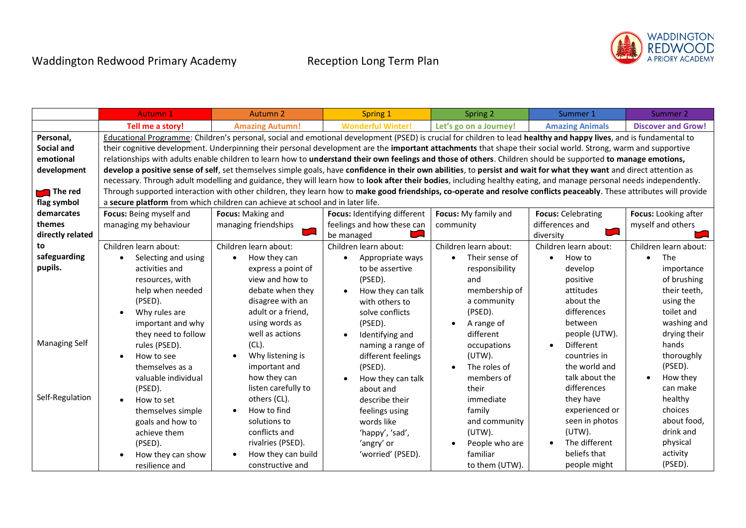Waddington Redwood Primary Academy Reception Long Term Plan

| | Autumn 1 | Autumn 2 | Spring 1 | Spring 2 | Summer 1 | Summer 2 |
|---|---|---|---|---|---|---|
| | **Tell me a story!** | **Amazing Autumn!** | **Wonderful Winter!** | **Let's go on a Journey!** | **Amazing Animals** | **Discover and Grow!** |
| **Personal, Social and emotional development**<br><br>The red flag symbol demarcates themes directly related to safeguarding pupils.<br><br>Managing Self<br><br>Self-Regulation | Educational Programme: Children's personal, social and emotional development (PSED) is crucial for children to lead **healthy and happy lives**, and is fundamental to their cognitive development. Underpinning their personal development are the **important attachments** that shape their social world. Strong, warm and supportive relationships with adults enable children to learn how to **understand their own feelings and those of others**. Children should be supported **to manage emotions, develop a positive sense of self**, set themselves simple goals, have **confidence in their own abilities**, to **persist and wait for what they want** and direct attention as necessary. Through adult modelling and guidance, they will learn how to **look after their bodies**, including healthy eating, and manage personal needs independently. Through supported interaction with other children, they learn how to **make good friendships, co-operate and resolve conflicts peaceably**. These attributes will provide a **secure platform** from which children can achieve at school and in later life. | | | | | |
| | **Focus:** Being myself and managing my behaviour | **Focus:** Making and managing friendships (red flag) | **Focus:** Identifying different feelings and how these can be managed (red flag) | **Focus:** My family and community | **Focus:** Celebrating differences and diversity (red flag) | **Focus:** Looking after myself and others (red flag) |
| | Children learn about:<br>• Selecting and using activities and resources, with help when needed (PSED).<br>• Why rules are important and why they need to follow rules (PSED).<br>• How to see themselves as a valuable individual (PSED).<br>• How to set themselves simple goals and how to achieve them (PSED).<br>• How they can show resilience and | Children learn about:<br>• How they can express a point of view and how to debate when they disagree with an adult or a friend, using words as well as actions (CL).<br>• Why listening is important and how they can listen carefully to others (CL).<br>• How to find solutions to conflicts and rivalries (PSED).<br>• How they can build constructive and | Children learn about:<br>• Appropriate ways to be assertive (PSED).<br>• How they can talk with others to solve conflicts (PSED).<br>• Identifying and naming a range of different feelings (PSED).<br>• How they can talk about and describe their feelings using words like 'happy', 'sad', 'angry' or 'worried' (PSED). | Children learn about:<br>• Their sense of responsibility and membership of a community (PSED).<br>• A range of different occupations (UTW).<br>• The roles of members of their immediate family and community (UTW).<br>• People who are familiar to them (UTW). | Children learn about:<br>• How to develop positive attitudes about the differences between people (UTW).<br>• Different countries in the world and talk about the differences they have experienced or seen in photos (UTW).<br>• The different beliefs that people might | Children learn about:<br>• The importance of brushing their teeth, using the toilet and washing and drying their hands thoroughly (PSED).<br>• How they can make healthy choices about food, drink and physical activity (PSED). |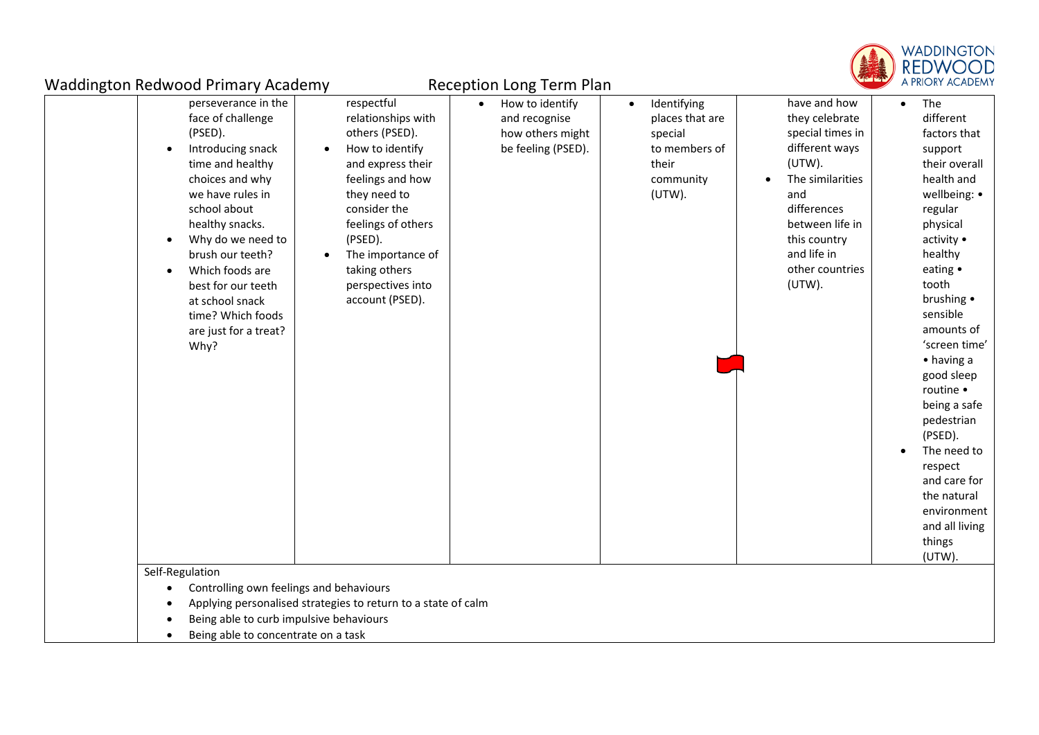| | | | | | | |
|---|---|---|---|---|---|---|
| | perseverance in the face of challenge (PSED).<br>• Introducing snack time and healthy choices and why we have rules in school about healthy snacks.<br>• Why do we need to brush our teeth?<br>• Which foods are best for our teeth at school snack time? Which foods are just for a treat? Why? | respectful relationships with others (PSED).<br>• How to identify and express their feelings and how they need to consider the feelings of others (PSED).<br>• The importance of taking others perspectives into account (PSED). | • How to identify and recognise how others might be feeling (PSED). | • Identifying places that are special to members of their community (UTW). | have and how they celebrate special times in different ways (UTW).<br>• The similarities and differences between life in this country and life in other countries (UTW). | • The different factors that support their overall health and wellbeing: • regular physical activity • healthy eating • tooth brushing • sensible amounts of 'screen time' • having a good sleep routine • being a safe pedestrian (PSED).<br>• The need to respect and care for the natural environment and all living things (UTW). |
| | Self-Regulation<br>• Controlling own feelings and behaviours<br>• Applying personalised strategies to return to a state of calm<br>• Being able to curb impulsive behaviours<br>• Being able to concentrate on a task | | | | | |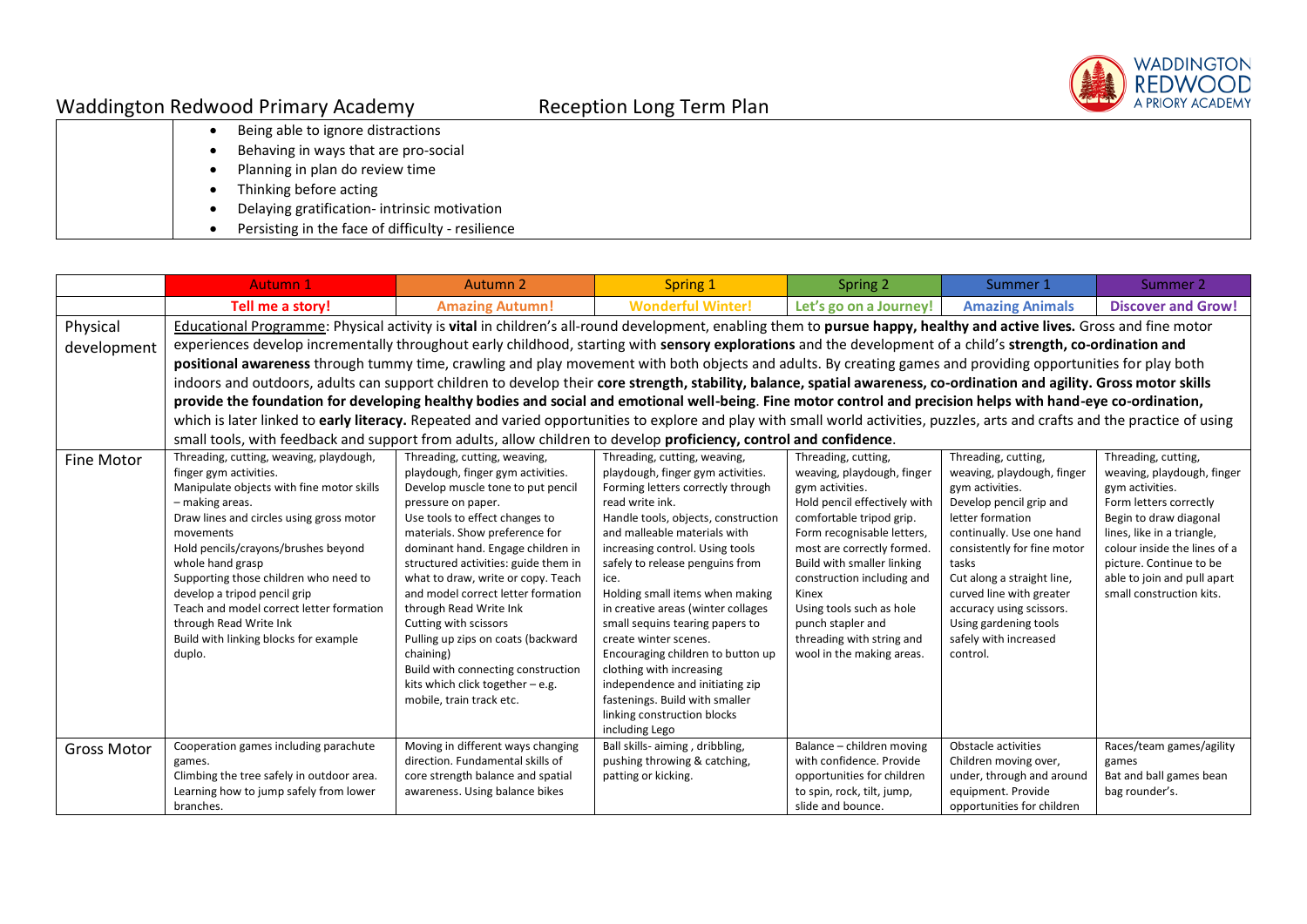| | |
|---|---|
| | • Being able to ignore distractions<br>• Behaving in ways that are pro-social<br>• Planning in plan do review time<br>• Thinking before acting<br>• Delaying gratification- intrinsic motivation<br>• Persisting in the face of difficulty - resilience |

| | Autumn 1 | Autumn 2 | Spring 1 | Spring 2 | Summer 1 | Summer 2 |
|---|---|---|---|---|---|---|
| | **Tell me a story!** | **Amazing Autumn!** | **Wonderful Winter!** | **Let's go on a Journey!** | **Amazing Animals** | **Discover and Grow!** |
| Physical development | Educational Programme: Physical activity is **vital** in children's all-round development, enabling them to **pursue happy, healthy and active lives.** Gross and fine motor experiences develop incrementally throughout early childhood, starting with **sensory explorations** and the development of a child's **strength, co-ordination and positional awareness** through tummy time, crawling and play movement with both objects and adults. By creating games and providing opportunities for play both indoors and outdoors, adults can support children to develop their **core strength, stability, balance, spatial awareness, co-ordination and agility. Gross motor skills provide the foundation for developing healthy bodies and social and emotional well-being**. **Fine motor control and precision helps with hand-eye co-ordination,** which is later linked to **early literacy.** Repeated and varied opportunities to explore and play with small world activities, puzzles, arts and crafts and the practice of using small tools, with feedback and support from adults, allow children to develop **proficiency, control and confidence**. | | | | | |
| Fine Motor | Threading, cutting, weaving, playdough, finger gym activities.<br>Manipulate objects with fine motor skills – making areas.<br>Draw lines and circles using gross motor movements<br>Hold pencils/crayons/brushes beyond whole hand grasp<br>Supporting those children who need to develop a tripod pencil grip<br>Teach and model correct letter formation through Read Write Ink<br>Build with linking blocks for example duplo. | Threading, cutting, weaving, playdough, finger gym activities.<br>Develop muscle tone to put pencil pressure on paper.<br>Use tools to effect changes to materials. Show preference for dominant hand. Engage children in structured activities: guide them in what to draw, write or copy. Teach and model correct letter formation through Read Write Ink<br>Cutting with scissors<br>Pulling up zips on coats (backward chaining)<br>Build with connecting construction kits which click together – e.g. mobile, train track etc. | Threading, cutting, weaving, playdough, finger gym activities.<br>Forming letters correctly through read write ink.<br>Handle tools, objects, construction and malleable materials with increasing control. Using tools safely to release penguins from ice.<br>Holding small items when making in creative areas (winter collages small sequins tearing papers to create winter scenes.<br>Encouraging children to button up clothing with increasing independence and initiating zip fastenings. Build with smaller linking construction blocks including Lego | Threading, cutting, weaving, playdough, finger gym activities.<br>Hold pencil effectively with comfortable tripod grip.<br>Form recognisable letters, most are correctly formed.<br>Build with smaller linking construction including and Kinex<br>Using tools such as hole punch stapler and threading with string and wool in the making areas. | Threading, cutting, weaving, playdough, finger gym activities.<br>Develop pencil grip and letter formation continually. Use one hand consistently for fine motor tasks<br>Cut along a straight line, curved line with greater accuracy using scissors.<br>Using gardening tools safely with increased control. | Threading, cutting, weaving, playdough, finger gym activities.<br>Form letters correctly<br>Begin to draw diagonal lines, like in a triangle, colour inside the lines of a picture. Continue to be able to join and pull apart small construction kits. |
| Gross Motor | Cooperation games including parachute games.<br>Climbing the tree safely in outdoor area.<br>Learning how to jump safely from lower branches. | Moving in different ways changing direction. Fundamental skills of core strength balance and spatial awareness. Using balance bikes | Ball skills- aiming , dribbling, pushing throwing & catching, patting or kicking. | Balance – children moving with confidence. Provide opportunities for children to spin, rock, tilt, jump, slide and bounce. | Obstacle activities<br>Children moving over, under, through and around equipment. Provide opportunities for children | Races/team games/agility games<br>Bat and ball games bean bag rounder's. |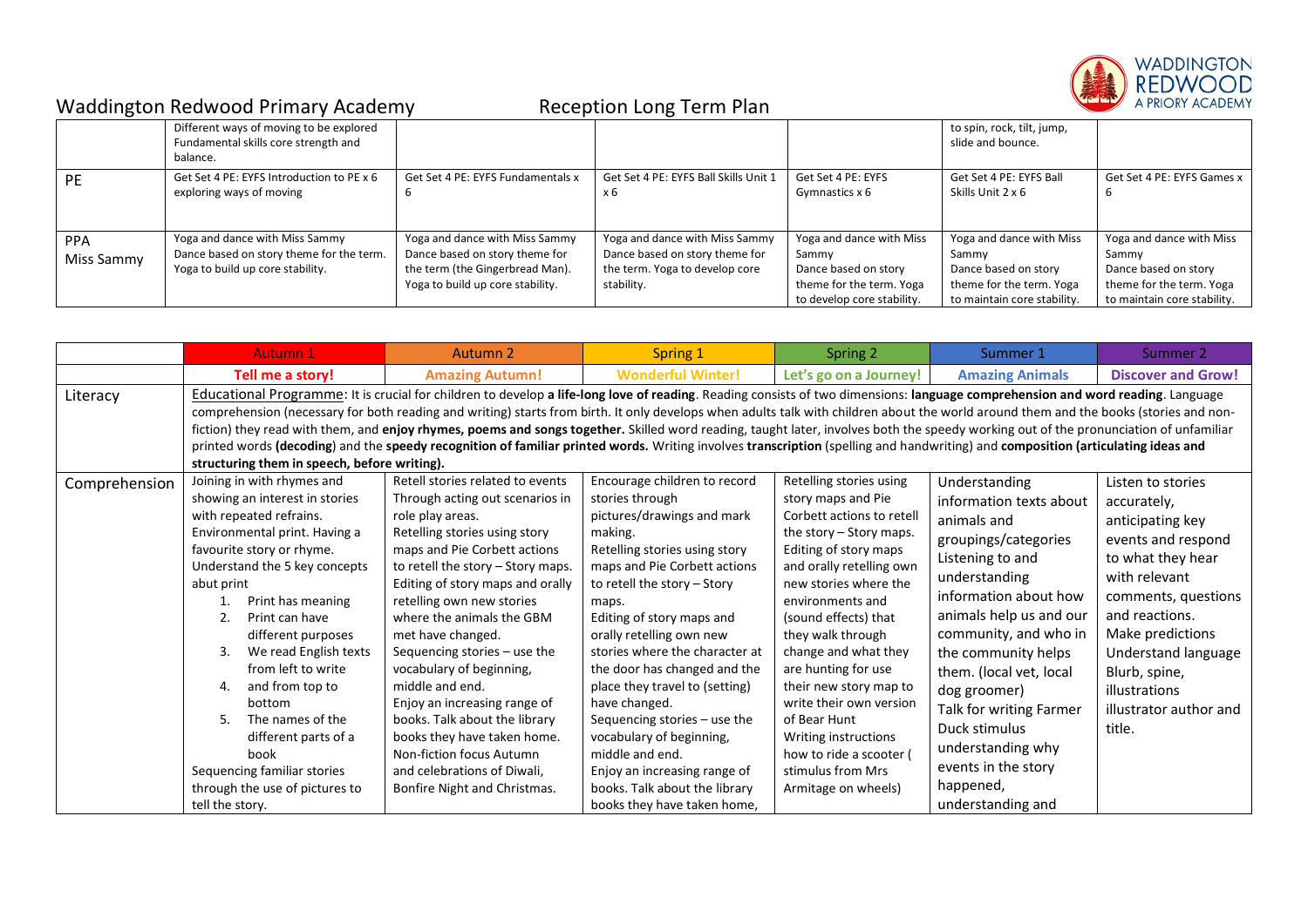# Waddington Redwood Primary Academy — Reception Long Term Plan

| | | | | | | |
|---|---|---|---|---|---|---|
| | Different ways of moving to be explored Fundamental skills core strength and balance. | | | | to spin, rock, tilt, jump, slide and bounce. | |
| PE | Get Set 4 PE: EYFS Introduction to PE x 6 exploring ways of moving | Get Set 4 PE: EYFS Fundamentals x 6 | Get Set 4 PE: EYFS Ball Skills Unit 1 x 6 | Get Set 4 PE: EYFS Gymnastics x 6 | Get Set 4 PE: EYFS Ball Skills Unit 2 x 6 | Get Set 4 PE: EYFS Games x 6 |
| PPA Miss Sammy | Yoga and dance with Miss Sammy Dance based on story theme for the term. Yoga to build up core stability. | Yoga and dance with Miss Sammy Dance based on story theme for the term (the Gingerbread Man). Yoga to build up core stability. | Yoga and dance with Miss Sammy Dance based on story theme for the term. Yoga to develop core stability. | Yoga and dance with Miss Sammy Dance based on story theme for the term. Yoga to develop core stability. | Yoga and dance with Miss Sammy Dance based on story theme for the term. Yoga to maintain core stability. | Yoga and dance with Miss Sammy Dance based on story theme for the term. Yoga to maintain core stability. |

| | Autumn 1 | Autumn 2 | Spring 1 | Spring 2 | Summer 1 | Summer 2 |
|---|---|---|---|---|---|---|
| | **Tell me a story!** | **Amazing Autumn!** | **Wonderful Winter!** | **Let's go on a Journey!** | **Amazing Animals** | **Discover and Grow!** |
| Literacy | Educational Programme: It is crucial for children to develop **a life-long love of reading**. Reading consists of two dimensions: **language comprehension and word reading**. Language comprehension (necessary for both reading and writing) starts from birth. It only develops when adults talk with children about the world around them and the books (stories and non-fiction) they read with them, and **enjoy rhymes, poems and songs together.** Skilled word reading, taught later, involves both the speedy working out of the pronunciation of unfamiliar printed words **(decoding)** and the **speedy recognition of familiar printed words.** Writing involves **transcription** (spelling and handwriting) and **composition (articulating ideas and structuring them in speech, before writing).** | | | | | |
| Comprehension | Joining in with rhymes and showing an interest in stories with repeated refrains. Environmental print. Having a favourite story or rhyme. Understand the 5 key concepts abut print<br>1. Print has meaning<br>2. Print can have different purposes<br>3. We read English texts from left to write<br>4. and from top to bottom<br>5. The names of the different parts of a book<br>Sequencing familiar stories through the use of pictures to tell the story. | Retell stories related to events Through acting out scenarios in role play areas. Retelling stories using story maps and Pie Corbett actions to retell the story – Story maps. Editing of story maps and orally retelling own new stories where the animals the GBM met have changed. Sequencing stories – use the vocabulary of beginning, middle and end. Enjoy an increasing range of books. Talk about the library books they have taken home. Non-fiction focus Autumn and celebrations of Diwali, Bonfire Night and Christmas. | Encourage children to record stories through pictures/drawings and mark making. Retelling stories using story maps and Pie Corbett actions to retell the story – Story maps. Editing of story maps and orally retelling own new stories where the character at the door has changed and the place they travel to (setting) have changed. Sequencing stories – use the vocabulary of beginning, middle and end. Enjoy an increasing range of books. Talk about the library books they have taken home, | Retelling stories using story maps and Pie Corbett actions to retell the story – Story maps. Editing of story maps and orally retelling own new stories where the environments and (sound effects) that they walk through change and what they are hunting for use their new story map to write their own version of Bear Hunt Writing instructions how to ride a scooter ( stimulus from Mrs Armitage on wheels) | Understanding information texts about animals and groupings/categories Listening to and understanding information about how animals help us and our community, and who in the community helps them. (local vet, local dog groomer) Talk for writing Farmer Duck stimulus understanding why events in the story happened, understanding and | Listen to stories accurately, anticipating key events and respond to what they hear with relevant comments, questions and reactions. Make predictions Understand language Blurb, spine, illustrations illustrator author and title. |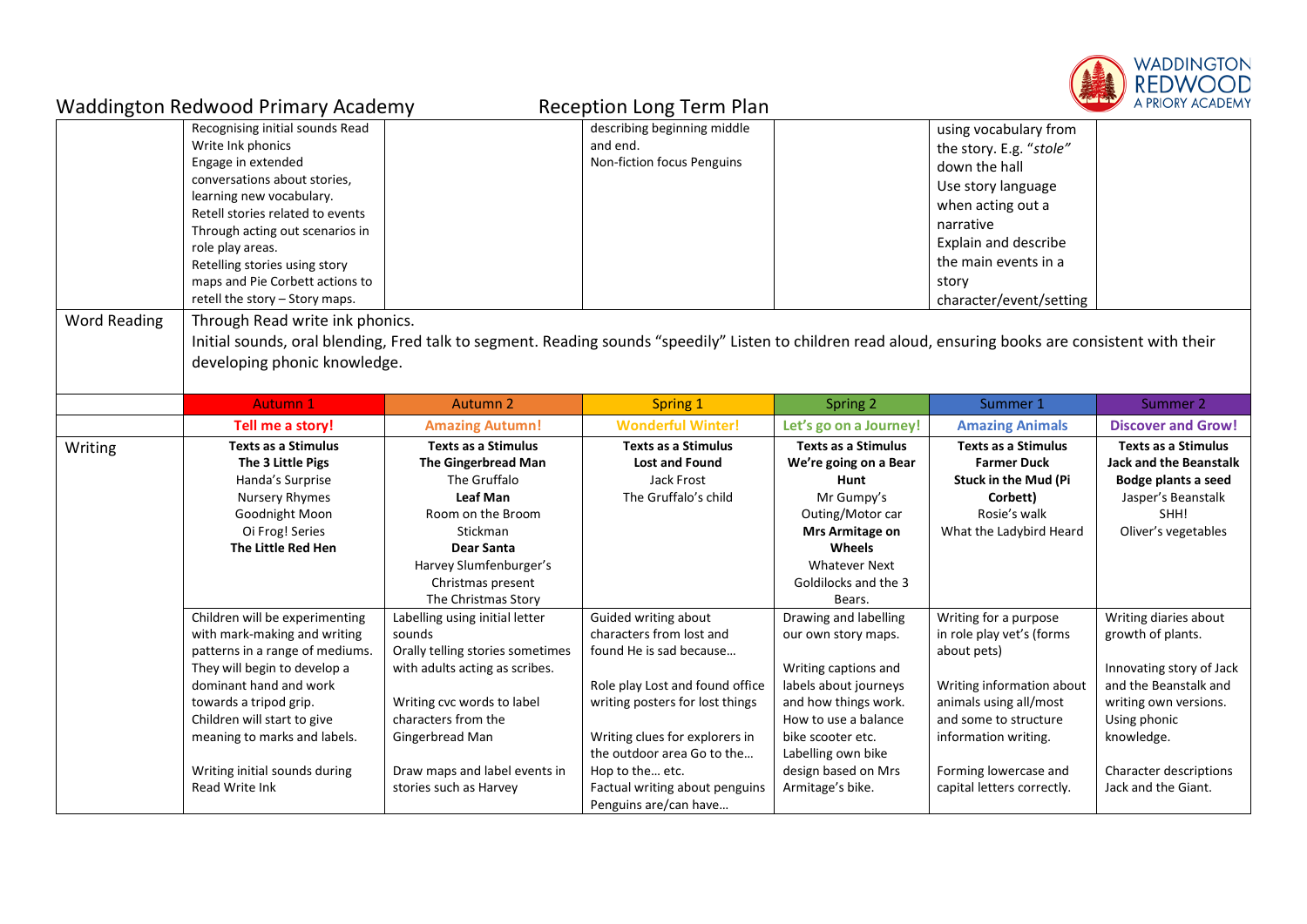## Waddington Redwood Primary Academy — Reception Long Term Plan

| | | | | | | |
|---|---|---|---|---|---|---|
| | Recognising initial sounds Read Write Ink phonics<br>Engage in extended conversations about stories, learning new vocabulary.<br>Retell stories related to events Through acting out scenarios in role play areas.<br>Retelling stories using story maps and Pie Corbett actions to retell the story – Story maps. | | describing beginning middle and end.<br>Non-fiction focus Penguins | | using vocabulary from the story. E.g. "*stole*" down the hall<br>Use story language when acting out a narrative<br>Explain and describe the main events in a story character/event/setting | |
| Word Reading | Through Read write ink phonics.<br>Initial sounds, oral blending, Fred talk to segment. Reading sounds "speedily" Listen to children read aloud, ensuring books are consistent with their developing phonic knowledge. | | | | | |

| | Autumn 1 | Autumn 2 | Spring 1 | Spring 2 | Summer 1 | Summer 2 |
|---|---|---|---|---|---|---|
| | **Tell me a story!** | **Amazing Autumn!** | **Wonderful Winter!** | **Let's go on a Journey!** | **Amazing Animals** | **Discover and Grow!** |
| Writing | **Texts as a Stimulus**<br>**The 3 Little Pigs**<br>Handa's Surprise<br>Nursery Rhymes<br>Goodnight Moon<br>Oi Frog! Series<br>**The Little Red Hen** | **Texts as a Stimulus**<br>**The Gingerbread Man**<br>The Gruffalo<br>**Leaf Man**<br>Room on the Broom<br>Stickman<br>**Dear Santa**<br>Harvey Slumfenburger's Christmas present<br>The Christmas Story | **Texts as a Stimulus**<br>**Lost and Found**<br>Jack Frost<br>The Gruffalo's child | **Texts as a Stimulus**<br>**We're going on a Bear Hunt**<br>Mr Gumpy's Outing/Motor car<br>**Mrs Armitage on Wheels**<br>Whatever Next<br>Goldilocks and the 3 Bears. | **Texts as a Stimulus**<br>**Farmer Duck**<br>**Stuck in the Mud (Pi Corbett)**<br>Rosie's walk<br>What the Ladybird Heard | **Texts as a Stimulus**<br>**Jack and the Beanstalk**<br>**Bodge plants a seed**<br>Jasper's Beanstalk<br>SHH!<br>Oliver's vegetables |
| | Children will be experimenting with mark-making and writing patterns in a range of mediums. They will begin to develop a dominant hand and work towards a tripod grip. Children will start to give meaning to marks and labels.<br><br>Writing initial sounds during Read Write Ink | Labelling using initial letter sounds<br>Orally telling stories sometimes with adults acting as scribes.<br><br>Writing cvc words to label characters from the Gingerbread Man<br><br>Draw maps and label events in stories such as Harvey | Guided writing about characters from lost and found He is sad because…<br><br>Role play Lost and found office writing posters for lost things<br><br>Writing clues for explorers in the outdoor area Go to the… Hop to the… etc.<br>Factual writing about penguins Penguins are/can have… | Drawing and labelling our own story maps.<br><br>Writing captions and labels about journeys and how things work. How to use a balance bike scooter etc.<br>Labelling own bike design based on Mrs Armitage's bike. | Writing for a purpose in role play vet's (forms about pets)<br><br>Writing information about animals using all/most and some to structure information writing.<br><br>Forming lowercase and capital letters correctly. | Writing diaries about growth of plants.<br><br>Innovating story of Jack and the Beanstalk and writing own versions. Using phonic knowledge.<br><br>Character descriptions Jack and the Giant. |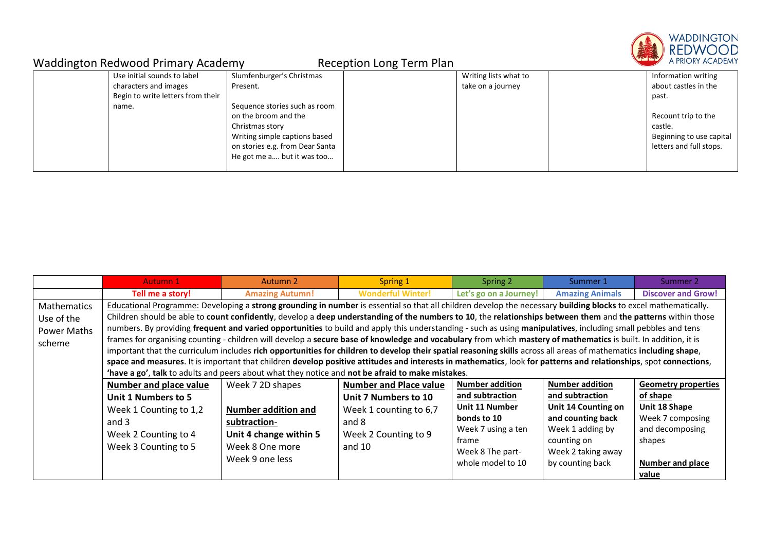# Waddington Redwood Primary Academy — Reception Long Term Plan

| | | | | | | |
|---|---|---|---|---|---|---|
| | Use initial sounds to label characters and images<br>Begin to write letters from their name. | Slumfenburger's Christmas Present.<br><br>Sequence stories such as room on the broom and the Christmas story<br>Writing simple captions based on stories e.g. from Dear Santa He got me a…. but it was too… | | Writing lists what to take on a journey | | Information writing about castles in the past.<br><br>Recount trip to the castle.<br>Beginning to use capital letters and full stops. |

| | Autumn 1 | Autumn 2 | Spring 1 | Spring 2 | Summer 1 | Summer 2 |
|---|---|---|---|---|---|---|
| | **Tell me a story!** | **Amazing Autumn!** | **Wonderful Winter!** | **Let's go on a Journey!** | **Amazing Animals** | **Discover and Grow!** |
| Mathematics Use of the Power Maths scheme | Educational Programme: Developing a **strong grounding in number** is essential so that all children develop the necessary **building blocks** to excel mathematically. Children should be able to **count confidently**, develop a **deep understanding of the numbers to 10**, the **relationships between them** and **the patterns** within those numbers. By providing **frequent and varied opportunities** to build and apply this understanding - such as using **manipulatives**, including small pebbles and tens frames for organising counting - children will develop a **secure base of knowledge and vocabulary** from which **mastery of mathematics** is built. In addition, it is important that the curriculum includes **rich opportunities for children to develop their spatial reasoning skills** across all areas of mathematics **including shape, space and measures**. It is important that children **develop positive attitudes and interests in mathematics**, look **for patterns and relationships**, spot **connections**, **'have a go'**, **talk** to adults and peers about what they notice and **not be afraid to make mistakes**. | | | | | |
| | **Number and place value**<br>**Unit 1 Numbers to 5**<br>Week 1 Counting to 1,2 and 3<br>Week 2 Counting to 4<br>Week 3 Counting to 5 | Week 7 2D shapes<br><br>**Number addition and subtraction-**<br>**Unit 4 change within 5**<br>Week 8 One more<br>Week 9 one less | **Number and Place value**<br>**Unit 7 Numbers to 10**<br>Week 1 counting to 6,7 and 8<br>Week 2 Counting to 9 and 10 | **Number addition and subtraction**<br>**Unit 11 Number bonds to 10**<br>Week 7 using a ten frame<br>Week 8 The part-whole model to 10 | **Number addition and subtraction**<br>**Unit 14 Counting on and counting back**<br>Week 1 adding by counting on<br>Week 2 taking away by counting back | **Geometry properties of shape**<br>**Unit 18 Shape**<br>Week 7 composing and decomposing shapes<br><br>**Number and place value** |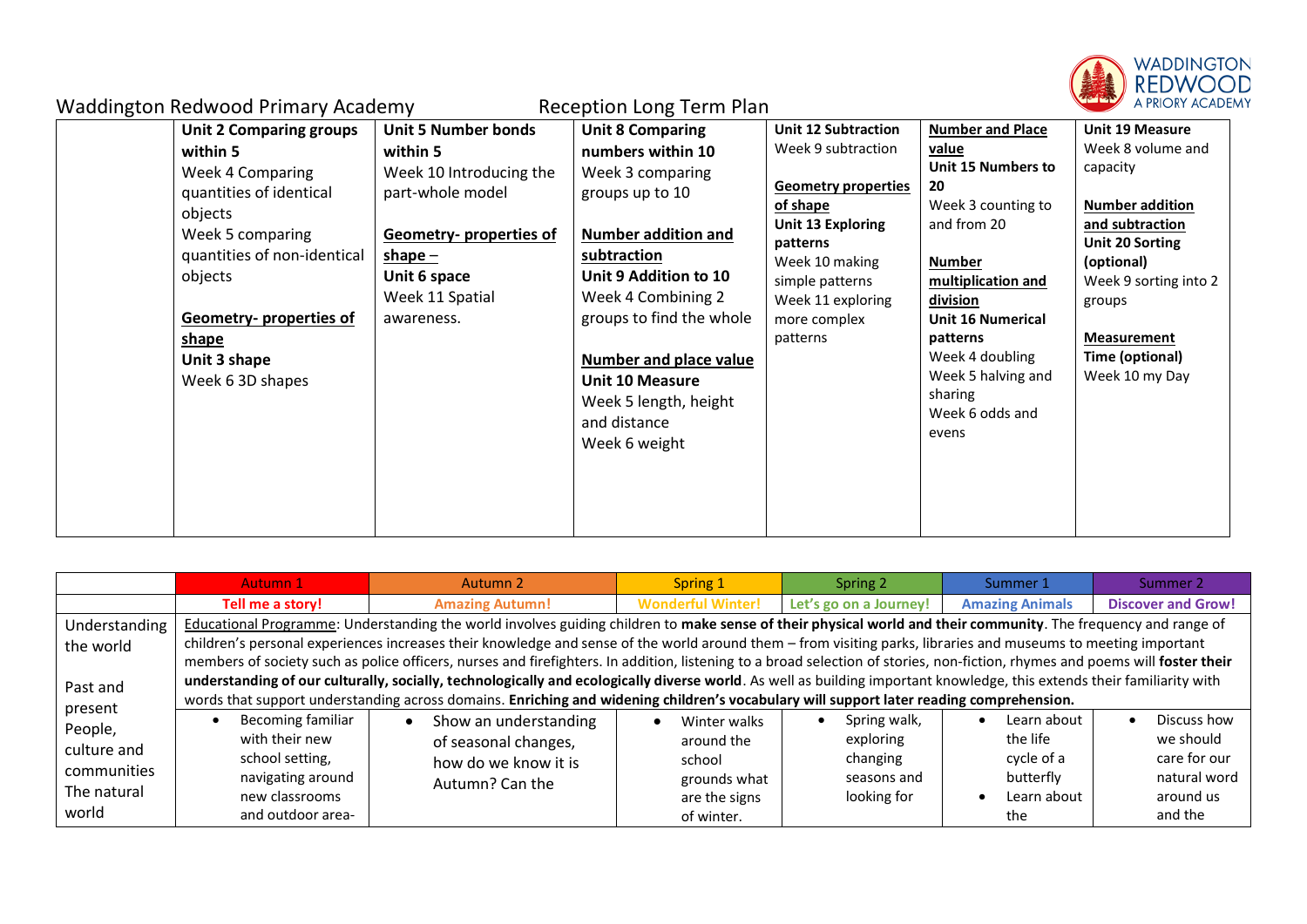Waddington Redwood Primary Academy Reception Long Term Plan

| | | | | | | |
|---|---|---|---|---|---|---|
| | **Unit 2 Comparing groups within 5**<br>Week 4 Comparing quantities of identical objects<br>Week 5 comparing quantities of non-identical objects<br><br>**Geometry- properties of shape**<br>**Unit 3 shape**<br>Week 6 3D shapes | **Unit 5 Number bonds within 5**<br>Week 10 Introducing the part-whole model<br><br>**Geometry- properties of shape –**<br>**Unit 6 space**<br>Week 11 Spatial awareness. | **Unit 8 Comparing numbers within 10**<br>Week 3 comparing groups up to 10<br><br>**Number addition and subtraction**<br>**Unit 9 Addition to 10**<br>Week 4 Combining 2 groups to find the whole<br><br>**Number and place value**<br>**Unit 10 Measure**<br>Week 5 length, height and distance<br>Week 6 weight | **Unit 12 Subtraction**<br>Week 9 subtraction<br><br>**Geometry properties of shape**<br>**Unit 13 Exploring patterns**<br>Week 10 making simple patterns<br>Week 11 exploring more complex patterns | **Number and Place value**<br>**Unit 15 Numbers to 20**<br>Week 3 counting to and from 20<br><br>**Number multiplication and division**<br>**Unit 16 Numerical patterns**<br>Week 4 doubling<br>Week 5 halving and sharing<br>Week 6 odds and evens | **Unit 19 Measure**<br>Week 8 volume and capacity<br><br>**Number addition and subtraction**<br>**Unit 20 Sorting (optional)**<br>Week 9 sorting into 2 groups<br><br>**Measurement**<br>**Time (optional)**<br>Week 10 my Day |

| | Autumn 1 | Autumn 2 | Spring 1 | Spring 2 | Summer 1 | Summer 2 |
|---|---|---|---|---|---|---|
| | **Tell me a story!** | **Amazing Autumn!** | **Wonderful Winter!** | **Let's go on a Journey!** | **Amazing Animals** | **Discover and Grow!** |
| Understanding the world<br><br>Past and present<br>People, culture and communities<br>The natural world | Educational Programme: Understanding the world involves guiding children to **make sense of their physical world and their community**. The frequency and range of children's personal experiences increases their knowledge and sense of the world around them – from visiting parks, libraries and museums to meeting important members of society such as police officers, nurses and firefighters. In addition, listening to a broad selection of stories, non-fiction, rhymes and poems will **foster their understanding of our culturally, socially, technologically and ecologically diverse world**. As well as building important knowledge, this extends their familiarity with words that support understanding across domains. **Enriching and widening children's vocabulary will support later reading comprehension.** | | | | | |
| | • Becoming familiar with their new school setting, navigating around new classrooms and outdoor area- | • Show an understanding of seasonal changes, how do we know it is Autumn? Can the | • Winter walks around the school grounds what are the signs of winter. | • Spring walk, exploring changing seasons and looking for | • Learn about the life cycle of a butterfly<br>• Learn about the | • Discuss how we should care for our natural word around us and the |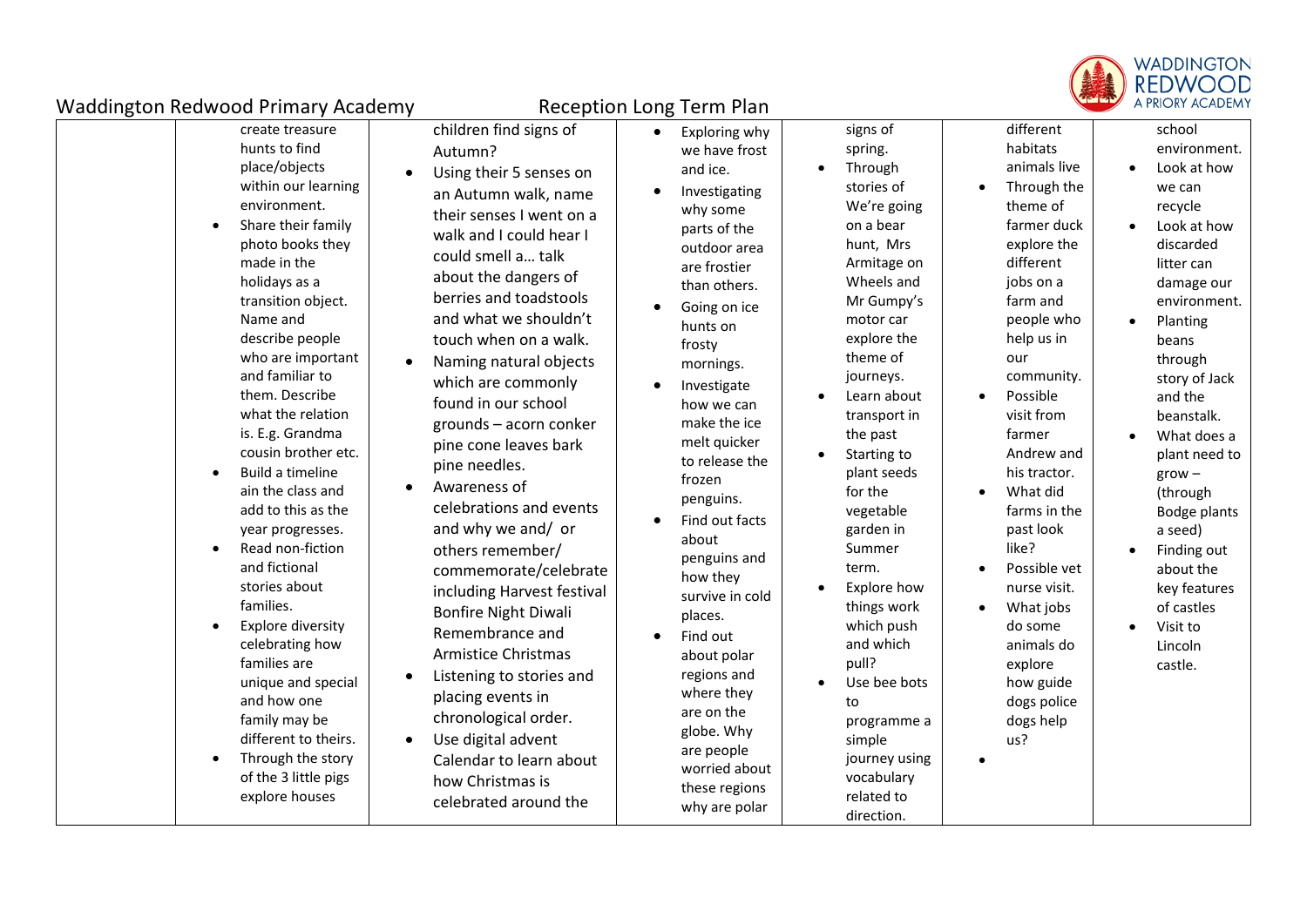# Waddington Redwood Primary Academy — Reception Long Term Plan

| | | | | | | |
|---|---|---|---|---|---|---|
| | create treasure hunts to find place/objects within our learning environment.<br>• Share their family photo books they made in the holidays as a transition object. Name and describe people who are important and familiar to them. Describe what the relation is. E.g. Grandma cousin brother etc.<br>• Build a timeline ain the class and add to this as the year progresses.<br>• Read non-fiction and fictional stories about families.<br>• Explore diversity celebrating how families are unique and special and how one family may be different to theirs.<br>• Through the story of the 3 little pigs explore houses | children find signs of Autumn?<br>• Using their 5 senses on an Autumn walk, name their senses I went on a walk and I could hear I could smell a… talk about the dangers of berries and toadstools and what we shouldn't touch when on a walk.<br>• Naming natural objects which are commonly found in our school grounds – acorn conker pine cone leaves bark pine needles.<br>• Awareness of celebrations and events and why we and/ or others remember/ commemorate/celebrate including Harvest festival Bonfire Night Diwali Remembrance and Armistice Christmas<br>• Listening to stories and placing events in chronological order.<br>• Use digital advent Calendar to learn about how Christmas is celebrated around the | • Exploring why we have frost and ice.<br>• Investigating why some parts of the outdoor area are frostier than others.<br>• Going on ice hunts on frosty mornings.<br>• Investigate how we can make the ice melt quicker to release the frozen penguins.<br>• Find out facts about penguins and how they survive in cold places.<br>• Find out about polar regions and where they are on the globe. Why are people worried about these regions why are polar | signs of spring.<br>• Through stories of We're going on a bear hunt, Mrs Armitage on Wheels and Mr Gumpy's motor car explore the theme of journeys.<br>• Learn about transport in the past<br>• Starting to plant seeds for the vegetable garden in Summer term.<br>• Explore how things work which push and which pull?<br>• Use bee bots to programme a simple journey using vocabulary related to direction. | different habitats animals live<br>• Through the theme of farmer duck explore the different jobs on a farm and people who help us in our community.<br>• Possible visit from farmer Andrew and his tractor.<br>• What did farms in the past look like?<br>• Possible vet nurse visit.<br>• What jobs do some animals do explore how guide dogs police dogs help us?<br>• | school environment.<br>• Look at how we can recycle<br>• Look at how discarded litter can damage our environment.<br>• Planting beans through story of Jack and the beanstalk.<br>• What does a plant need to grow – (through Bodge plants a seed)<br>• Finding out about the key features of castles<br>• Visit to Lincoln castle. |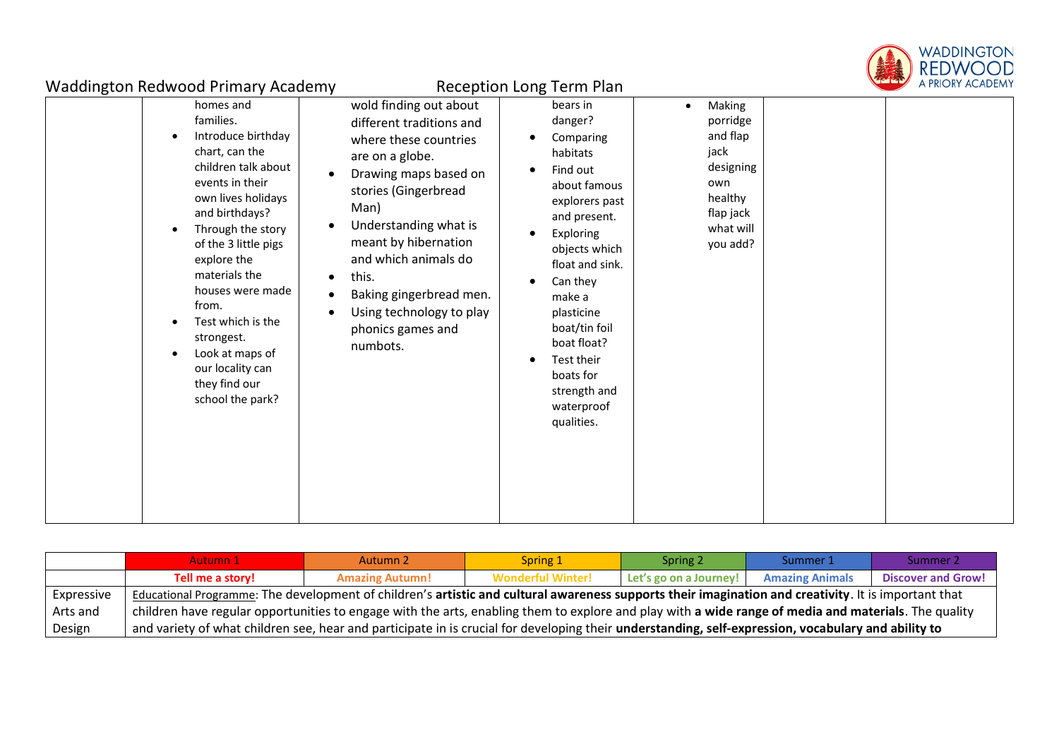Waddington Redwood Primary Academy Reception Long Term Plan

| | | | | | | |
|---|---|---|---|---|---|---|
| | homes and families.<br>• Introduce birthday chart, can the children talk about events in their own lives holidays and birthdays?<br>• Through the story of the 3 little pigs explore the materials the houses were made from.<br>• Test which is the strongest.<br>• Look at maps of our locality can they find our school the park? | wold finding out about different traditions and where these countries are on a globe.<br>• Drawing maps based on stories (Gingerbread Man)<br>• Understanding what is meant by hibernation and which animals do<br>• this.<br>• Baking gingerbread men.<br>• Using technology to play phonics games and numbots. | bears in danger?<br>• Comparing habitats<br>• Find out about famous explorers past and present.<br>• Exploring objects which float and sink.<br>• Can they make a plasticine boat/tin foil boat float?<br>• Test their boats for strength and waterproof qualities. | • Making porridge and flap jack designing own healthy flap jack what will you add? | | |

| | Autumn 1 | Autumn 2 | Spring 1 | Spring 2 | Summer 1 | Summer 2 |
|---|---|---|---|---|---|---|
| | **Tell me a story!** | **Amazing Autumn!** | **Wonderful Winter!** | **Let's go on a Journey!** | **Amazing Animals** | **Discover and Grow!** |
| Expressive Arts and Design | Educational Programme: The development of children's **artistic and cultural awareness supports their imagination and creativity**. It is important that children have regular opportunities to engage with the arts, enabling them to explore and play with **a wide range of media and materials**. The quality and variety of what children see, hear and participate in is crucial for developing their **understanding, self-expression, vocabulary and ability to** | | | | | |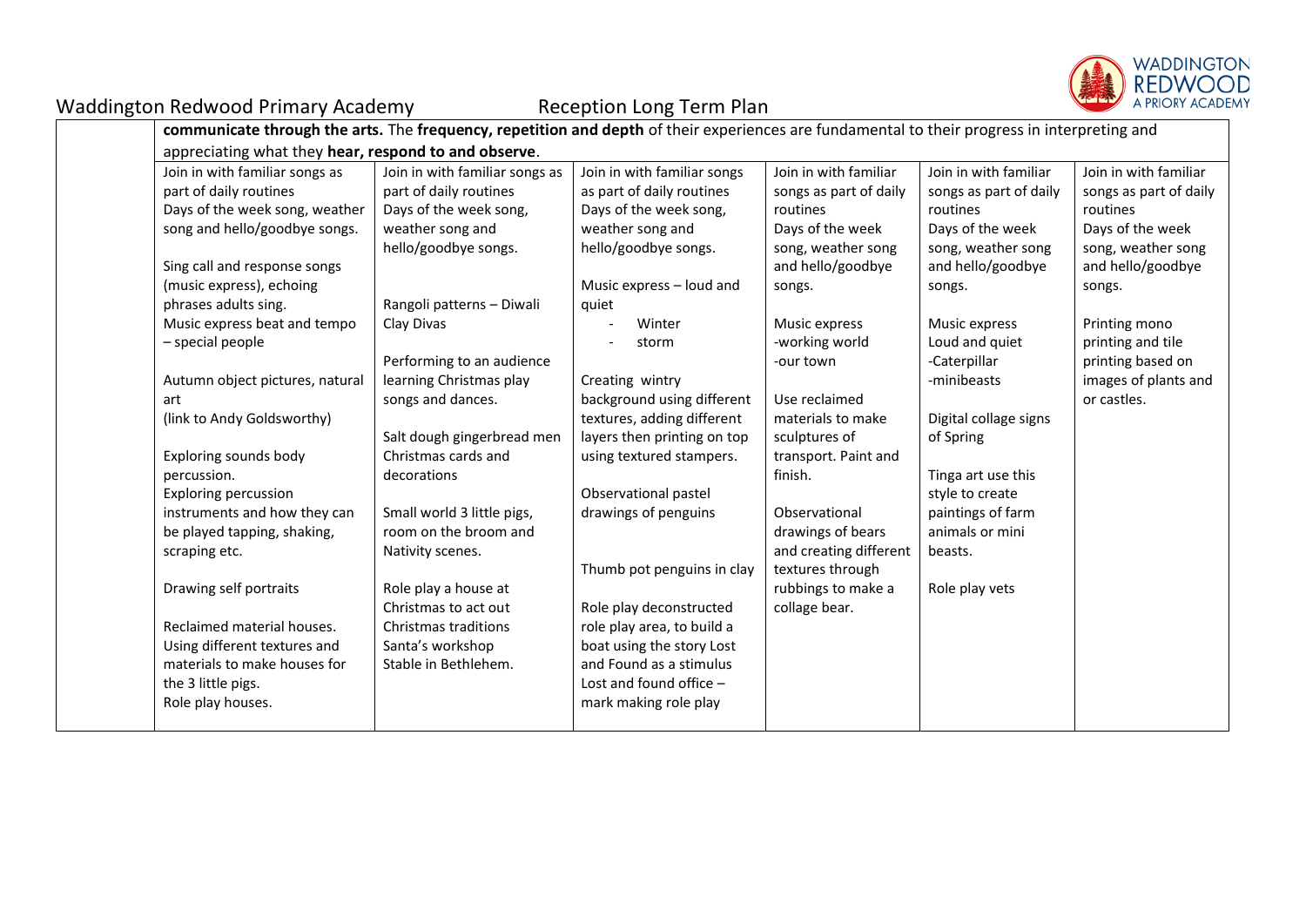Waddington Redwood Primary Academy Reception Long Term Plan

| | | | | | | |
|---|---|---|---|---|---|---|
| | **communicate through the arts.** The **frequency, repetition and depth** of their experiences are fundamental to their progress in interpreting and appreciating what they **hear, respond to and observe**. | | | | | |
| | Join in with familiar songs as part of daily routines<br>Days of the week song, weather song and hello/goodbye songs.<br><br>Sing call and response songs (music express), echoing phrases adults sing.<br>Music express beat and tempo – special people<br><br>Autumn object pictures, natural art<br>(link to Andy Goldsworthy)<br><br>Exploring sounds body percussion.<br>Exploring percussion instruments and how they can be played tapping, shaking, scraping etc.<br><br>Drawing self portraits<br><br>Reclaimed material houses. Using different textures and materials to make houses for the 3 little pigs.<br>Role play houses. | Join in with familiar songs as part of daily routines<br>Days of the week song, weather song and hello/goodbye songs.<br><br>Rangoli patterns – Diwali<br>Clay Divas<br><br>Performing to an audience learning Christmas play songs and dances.<br><br>Salt dough gingerbread men<br>Christmas cards and decorations<br><br>Small world 3 little pigs, room on the broom and Nativity scenes.<br><br>Role play a house at Christmas to act out Christmas traditions<br>Santa's workshop<br>Stable in Bethlehem. | Join in with familiar songs as part of daily routines<br>Days of the week song, weather song and hello/goodbye songs.<br><br>Music express – loud and quiet<br>- Winter<br>- storm<br><br>Creating wintry background using different textures, adding different layers then printing on top using textured stampers.<br><br>Observational pastel drawings of penguins<br><br>Thumb pot penguins in clay<br><br>Role play deconstructed role play area, to build a boat using the story Lost and Found as a stimulus<br>Lost and found office – mark making role play | Join in with familiar songs as part of daily routines<br>Days of the week song, weather song and hello/goodbye songs.<br><br>Music express<br>-working world<br>-our town<br><br>Use reclaimed materials to make sculptures of transport. Paint and finish.<br><br>Observational drawings of bears and creating different textures through rubbings to make a collage bear. | Join in with familiar songs as part of daily routines<br>Days of the week song, weather song and hello/goodbye songs.<br><br>Music express<br>Loud and quiet<br>-Caterpillar<br>-minibeasts<br><br>Digital collage signs of Spring<br><br>Tinga art use this style to create paintings of farm animals or mini beasts.<br><br>Role play vets | Join in with familiar songs as part of daily routines<br>Days of the week song, weather song and hello/goodbye songs.<br><br>Printing mono printing and tile printing based on images of plants and or castles. |